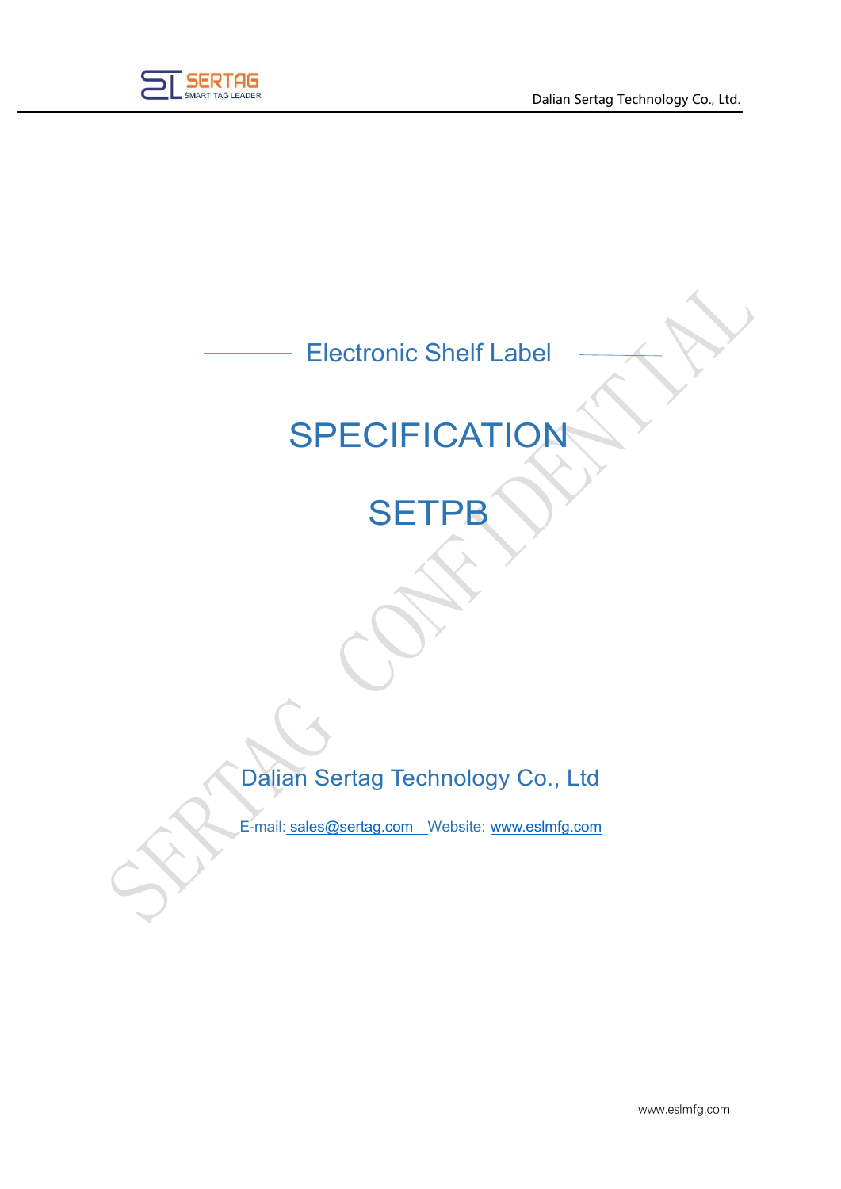Electronic Shelf Label

# SPECIFICATION

# SETPB

Dalian Sertag Technology Co., Ltd

E-mail: sales@sertag.com Website: www.eslmfg.com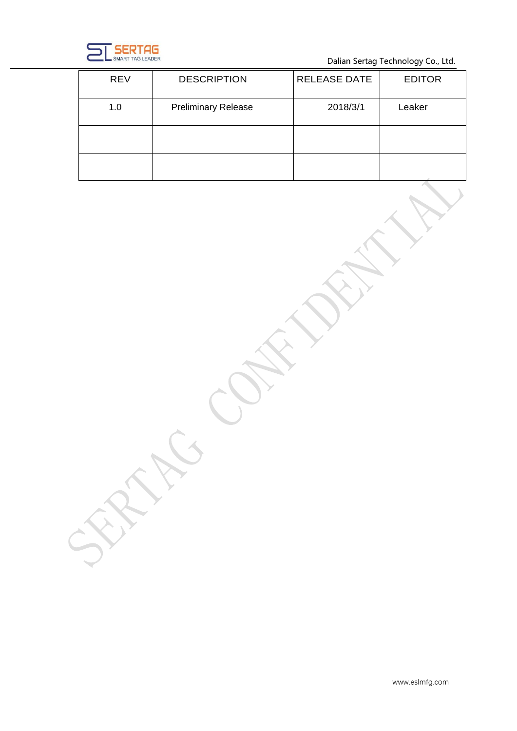| REV | DESCRIPTION | RELEASE DATE | EDITOR |
| --- | --- | --- | --- |
| 1.0 | Preliminary Release | 2018/3/1 | Leaker |
| | | | |
| | | | |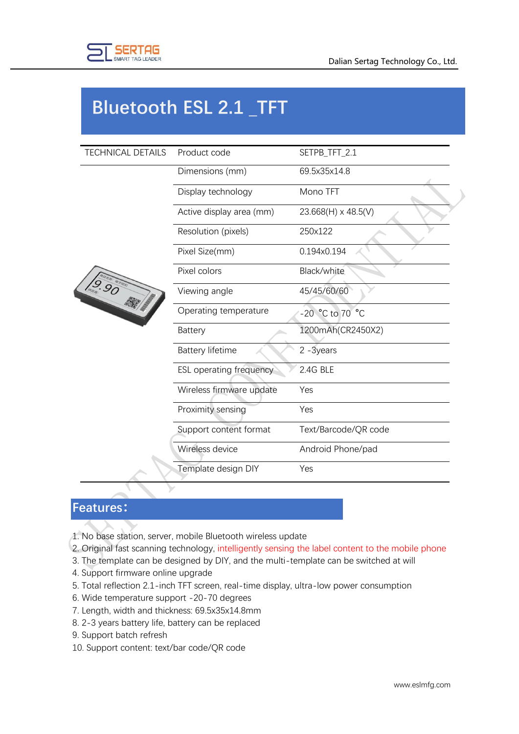# Bluetooth ESL 2.1 _TFT

| TECHNICAL DETAILS | Product code | SETPB_TFT_2.1 |
|---|---|---|
| | Dimensions (mm) | 69.5x35x14.8 |
| | Display technology | Mono TFT |
| | Active display area (mm) | 23.668(H) x 48.5(V) |
| | Resolution (pixels) | 250x122 |
| | Pixel Size(mm) | 0.194x0.194 |
| | Pixel colors | Black/white |
| | Viewing angle | 45/45/60/60 |
| | Operating temperature | -20 °C to 70 °C |
| | Battery | 1200mAh(CR2450X2) |
| | Battery lifetime | 2 -3years |
| | ESL operating frequency | 2.4G BLE |
| | Wireless firmware update | Yes |
| | Proximity sensing | Yes |
| | Support content format | Text/Barcode/QR code |
| | Wireless device | Android Phone/pad |
| | Template design DIY | Yes |

## Features：

1. No base station, server, mobile Bluetooth wireless update
2. Original fast scanning technology, intelligently sensing the label content to the mobile phone
3. The template can be designed by DIY, and the multi-template can be switched at will
4. Support firmware online upgrade
5. Total reflection 2.1-inch TFT screen, real-time display, ultra-low power consumption
6. Wide temperature support -20-70 degrees
7. Length, width and thickness: 69.5x35x14.8mm
8. 2-3 years battery life, battery can be replaced
9. Support batch refresh
10. Support content: text/bar code/QR code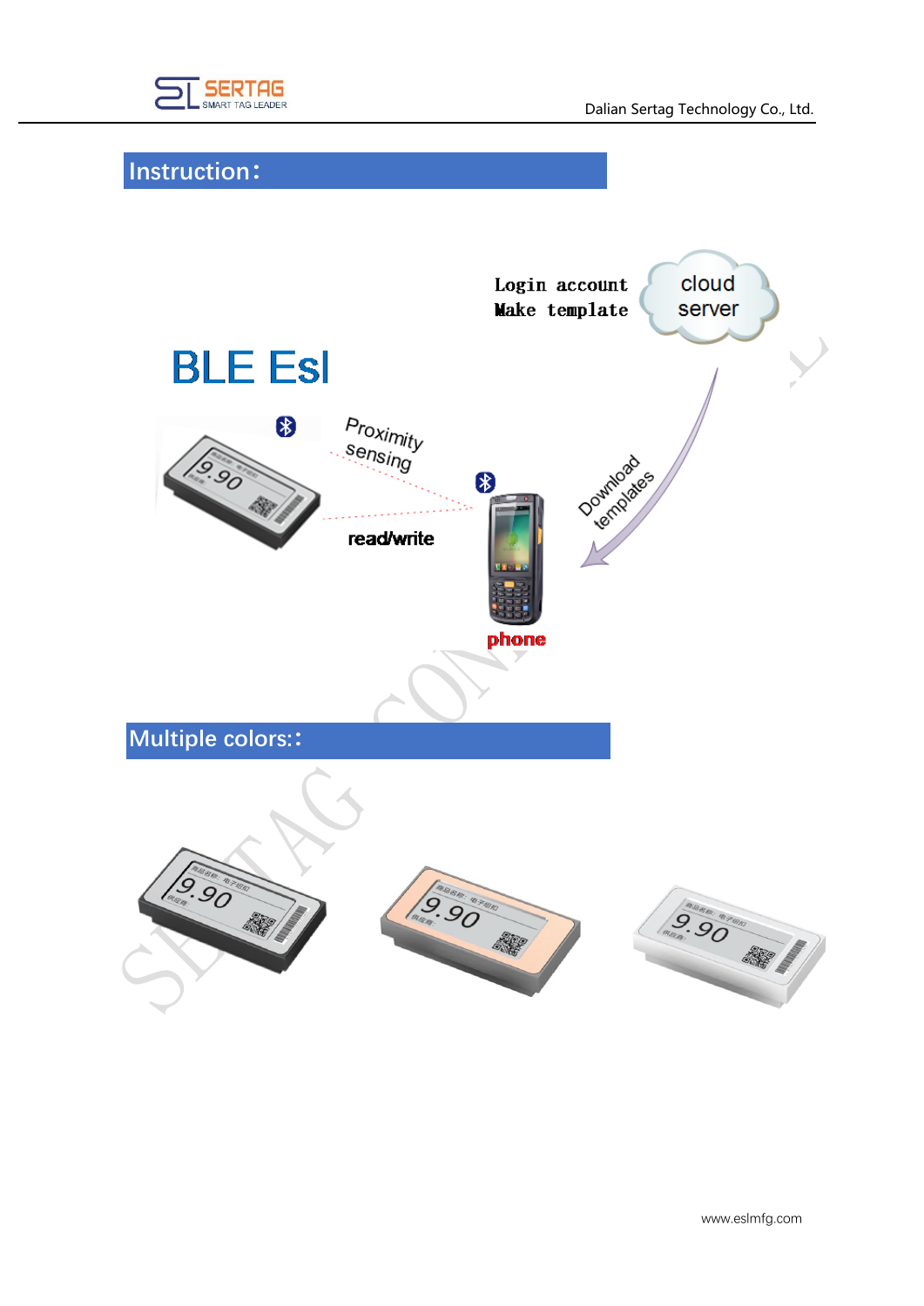## Instruction：

Login account
Make template

cloud server

BLE Esl

Proximity sensing

read/write

Download templates

phone

## Multiple colors:：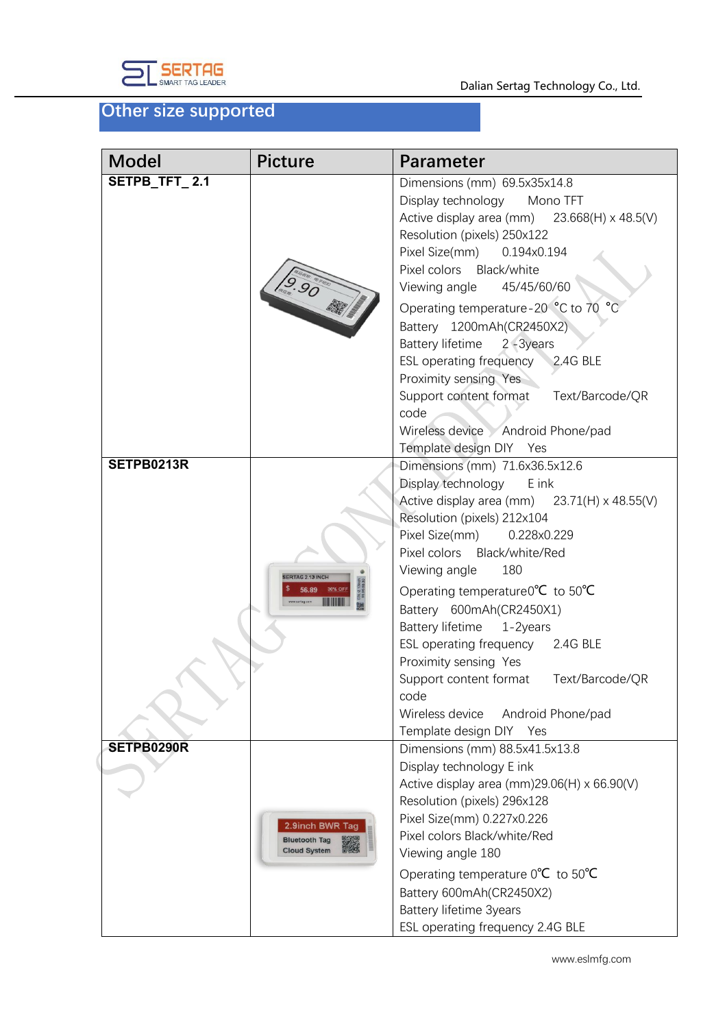## Other size supported

| Model | Picture | Parameter |
|---|---|---|
| SETPB_TFT_ 2.1 | | Dimensions (mm) 69.5x35x14.8<br>Display technology Mono TFT<br>Active display area (mm) 23.668(H) x 48.5(V)<br>Resolution (pixels) 250x122<br>Pixel Size(mm) 0.194x0.194<br>Pixel colors Black/white<br>Viewing angle 45/45/60/60<br>Operating temperature -20 ℃ to 70 ℃<br>Battery 1200mAh(CR2450X2)<br>Battery lifetime 2 -3years<br>ESL operating frequency 2.4G BLE<br>Proximity sensing Yes<br>Support content format Text/Barcode/QR code<br>Wireless device Android Phone/pad<br>Template design DIY Yes |
| SETPB0213R | | Dimensions (mm) 71.6x36.5x12.6<br>Display technology E ink<br>Active display area (mm) 23.71(H) x 48.55(V)<br>Resolution (pixels) 212x104<br>Pixel Size(mm) 0.228x0.229<br>Pixel colors Black/white/Red<br>Viewing angle 180<br>Operating temperature0℃ to 50℃<br>Battery 600mAh(CR2450X1)<br>Battery lifetime 1-2years<br>ESL operating frequency 2.4G BLE<br>Proximity sensing Yes<br>Support content format Text/Barcode/QR code<br>Wireless device Android Phone/pad<br>Template design DIY Yes |
| SETPB0290R | | Dimensions (mm) 88.5x41.5x13.8<br>Display technology E ink<br>Active display area (mm)29.06(H) x 66.90(V)<br>Resolution (pixels) 296x128<br>Pixel Size(mm) 0.227x0.226<br>Pixel colors Black/white/Red<br>Viewing angle 180<br>Operating temperature 0℃ to 50℃<br>Battery 600mAh(CR2450X2)<br>Battery lifetime 3years<br>ESL operating frequency 2.4G BLE |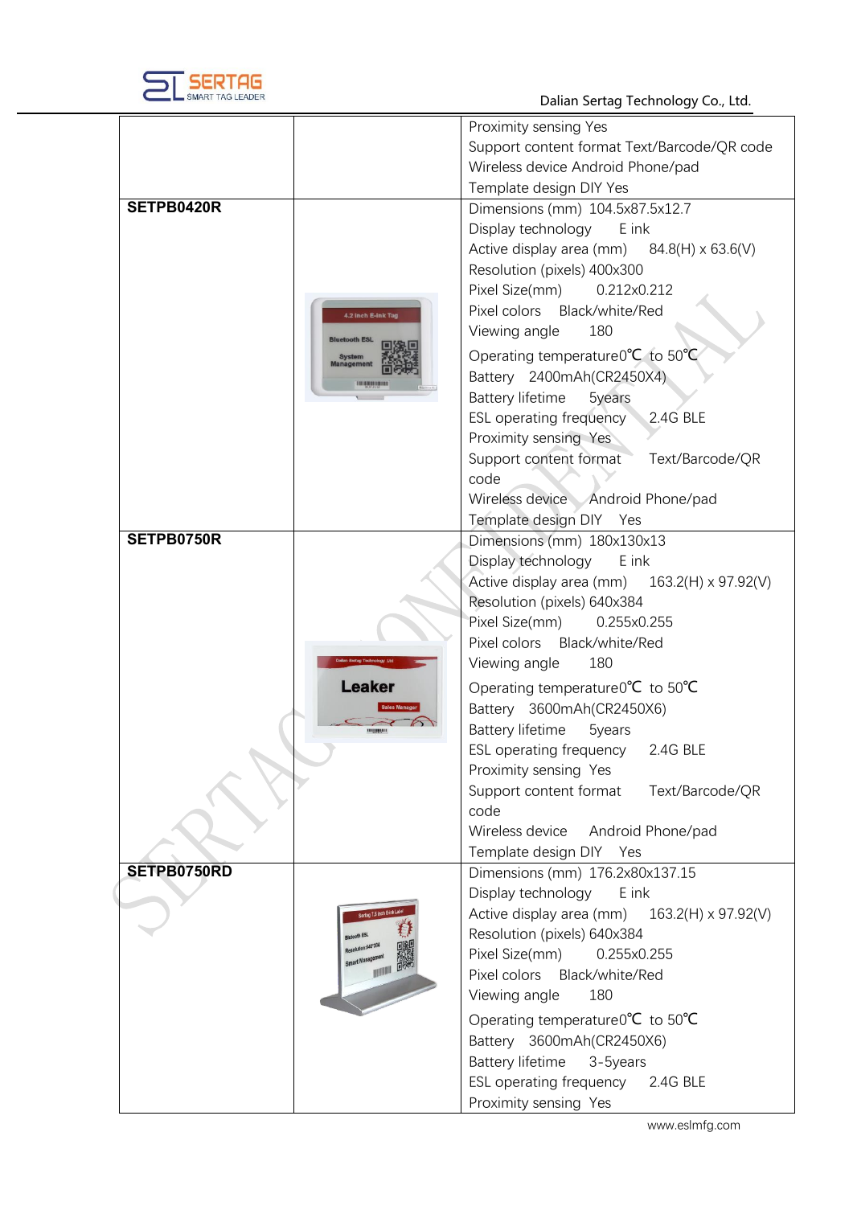| | | |
|---|---|---|
| | | Proximity sensing Yes<br>Support content format Text/Barcode/QR code<br>Wireless device Android Phone/pad<br>Template design DIY Yes |
| **SETPB0420R** | | Dimensions (mm) 104.5x87.5x12.7<br>Display technology E ink<br>Active display area (mm) 84.8(H) x 63.6(V)<br>Resolution (pixels) 400x300<br>Pixel Size(mm) 0.212x0.212<br>Pixel colors Black/white/Red<br>Viewing angle 180<br>Operating temperature0℃ to 50℃<br>Battery 2400mAh(CR2450X4)<br>Battery lifetime 5years<br>ESL operating frequency 2.4G BLE<br>Proximity sensing Yes<br>Support content format Text/Barcode/QR code<br>Wireless device Android Phone/pad<br>Template design DIY Yes |
| **SETPB0750R** | | Dimensions (mm) 180x130x13<br>Display technology E ink<br>Active display area (mm) 163.2(H) x 97.92(V)<br>Resolution (pixels) 640x384<br>Pixel Size(mm) 0.255x0.255<br>Pixel colors Black/white/Red<br>Viewing angle 180<br>Operating temperature0℃ to 50℃<br>Battery 3600mAh(CR2450X6)<br>Battery lifetime 5years<br>ESL operating frequency 2.4G BLE<br>Proximity sensing Yes<br>Support content format Text/Barcode/QR code<br>Wireless device Android Phone/pad<br>Template design DIY Yes |
| **SETPB0750RD** | | Dimensions (mm) 176.2x80x137.15<br>Display technology E ink<br>Active display area (mm) 163.2(H) x 97.92(V)<br>Resolution (pixels) 640x384<br>Pixel Size(mm) 0.255x0.255<br>Pixel colors Black/white/Red<br>Viewing angle 180<br>Operating temperature0℃ to 50℃<br>Battery 3600mAh(CR2450X6)<br>Battery lifetime 3-5years<br>ESL operating frequency 2.4G BLE<br>Proximity sensing Yes |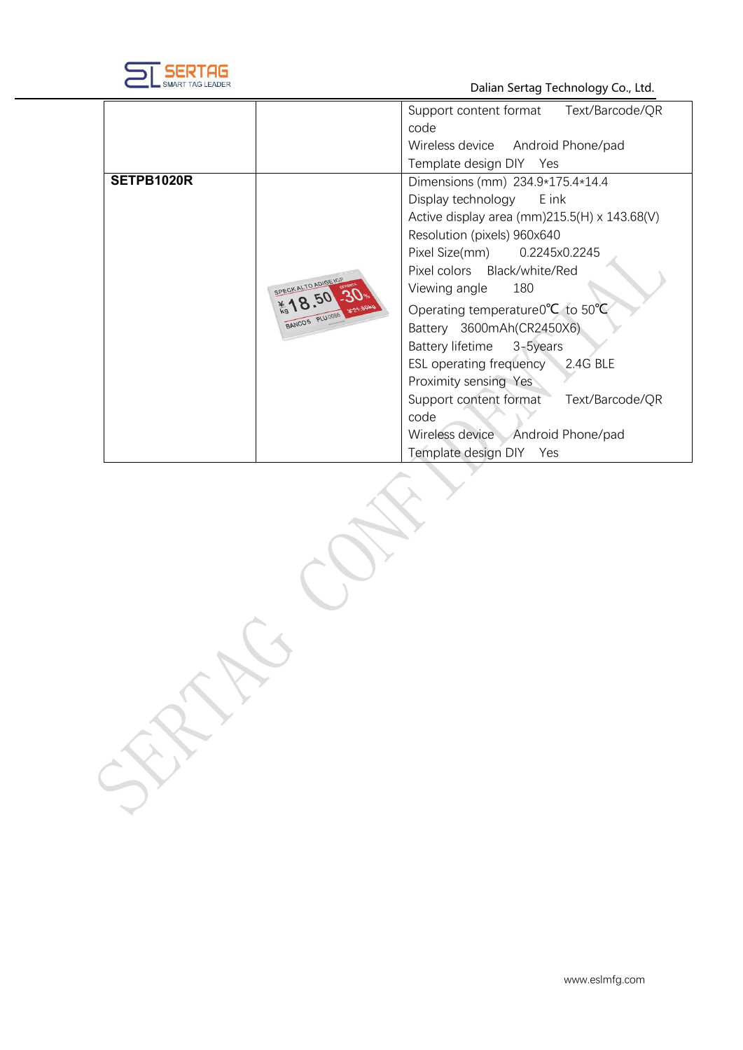| | | |
|---|---|---|
| | | Support content format Text/Barcode/QR code<br>Wireless device Android Phone/pad<br>Template design DIY Yes |
| **SETPB1020R** | | Dimensions (mm) 234.9*175.4*14.4<br>Display technology E ink<br>Active display area (mm)215.5(H) x 143.68(V)<br>Resolution (pixels) 960x640<br>Pixel Size(mm) 0.2245x0.2245<br>Pixel colors Black/white/Red<br>Viewing angle 180<br>Operating temperature0℃ to 50℃<br>Battery 3600mAh(CR2450X6)<br>Battery lifetime 3-5years<br>ESL operating frequency 2.4G BLE<br>Proximity sensing Yes<br>Support content format Text/Barcode/QR code<br>Wireless device Android Phone/pad<br>Template design DIY Yes |